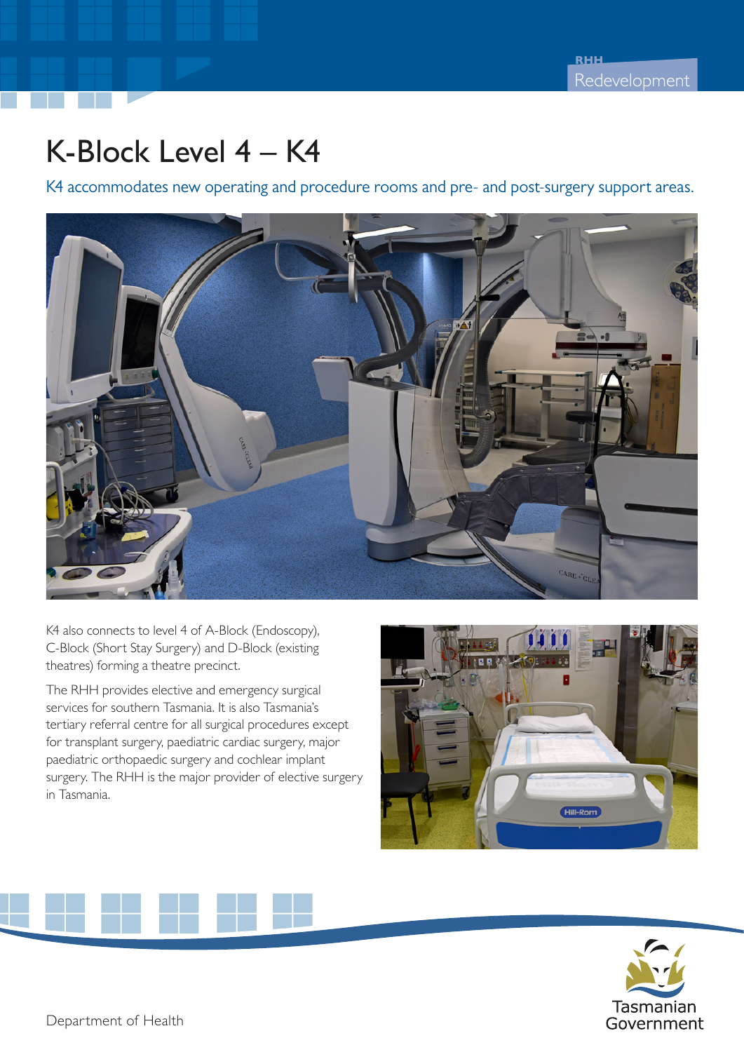# K-Block Level 4 – K4

K4 accommodates new operating and procedure rooms and pre- and post-surgery support areas.

K4 also connects to level 4 of A-Block (Endoscopy), C-Block (Short Stay Surgery) and D-Block (existing theatres) forming a theatre precinct.

The RHH provides elective and emergency surgical services for southern Tasmania. It is also Tasmania's tertiary referral centre for all surgical procedures except for transplant surgery, paediatric cardiac surgery, major paediatric orthopaedic surgery and cochlear implant surgery. The RHH is the major provider of elective surgery in Tasmania.

Department of Health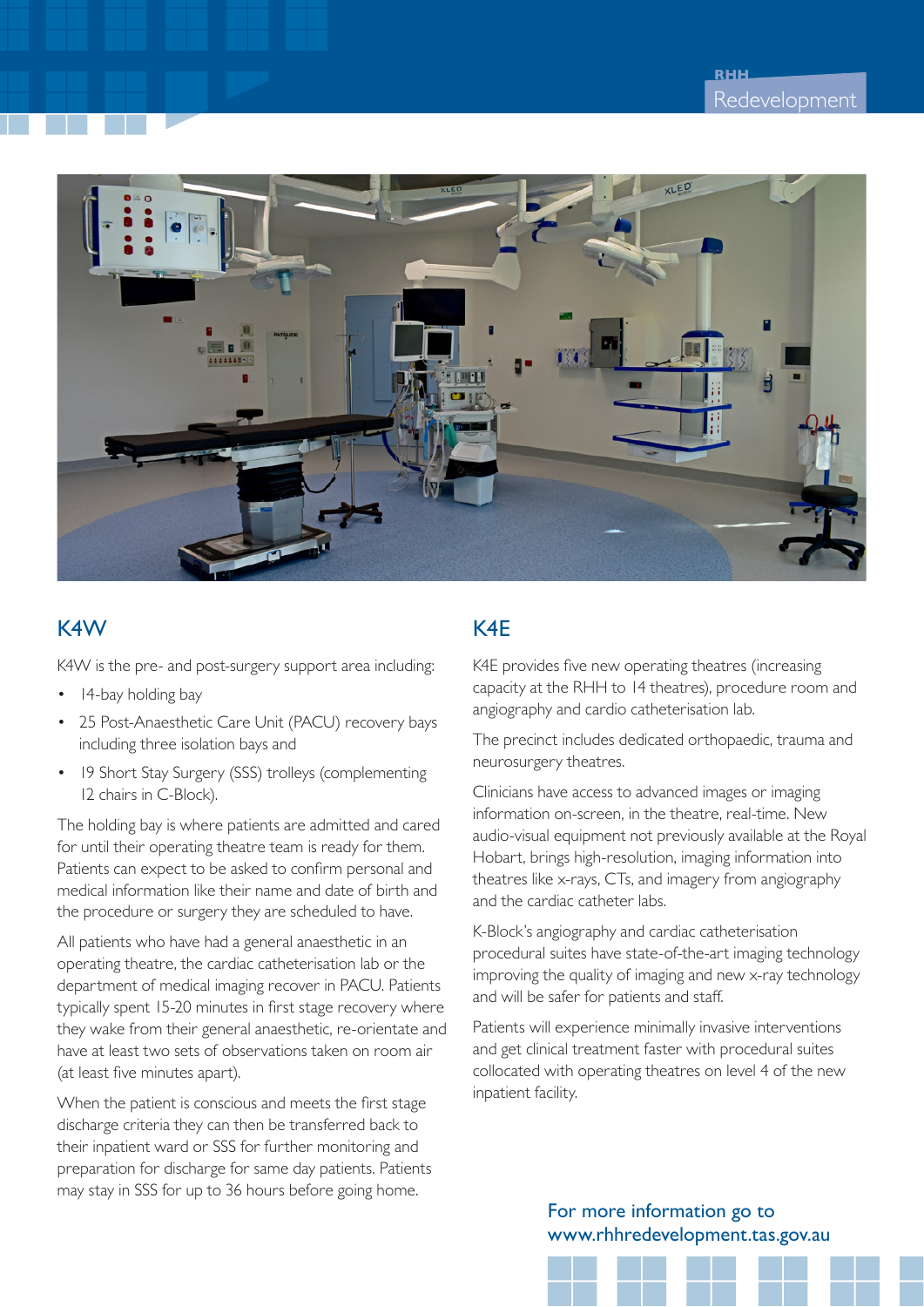## K4W

K4W is the pre- and post-surgery support area including:

- 14-bay holding bay
- 25 Post-Anaesthetic Care Unit (PACU) recovery bays including three isolation bays and
- 19 Short Stay Surgery (SSS) trolleys (complementing 12 chairs in C-Block).

The holding bay is where patients are admitted and cared for until their operating theatre team is ready for them. Patients can expect to be asked to confirm personal and medical information like their name and date of birth and the procedure or surgery they are scheduled to have.

All patients who have had a general anaesthetic in an operating theatre, the cardiac catheterisation lab or the department of medical imaging recover in PACU. Patients typically spent 15-20 minutes in first stage recovery where they wake from their general anaesthetic, re-orientate and have at least two sets of observations taken on room air (at least five minutes apart).

When the patient is conscious and meets the first stage discharge criteria they can then be transferred back to their inpatient ward or SSS for further monitoring and preparation for discharge for same day patients. Patients may stay in SSS for up to 36 hours before going home.

## K4E

K4E provides five new operating theatres (increasing capacity at the RHH to 14 theatres), procedure room and angiography and cardio catheterisation lab.

The precinct includes dedicated orthopaedic, trauma and neurosurgery theatres.

Clinicians have access to advanced images or imaging information on-screen, in the theatre, real-time. New audio-visual equipment not previously available at the Royal Hobart, brings high-resolution, imaging information into theatres like x-rays, CTs, and imagery from angiography and the cardiac catheter labs.

K-Block's angiography and cardiac catheterisation procedural suites have state-of-the-art imaging technology improving the quality of imaging and new x-ray technology and will be safer for patients and staff.

Patients will experience minimally invasive interventions and get clinical treatment faster with procedural suites collocated with operating theatres on level 4 of the new inpatient facility.

For more information go to www.rhhredevelopment.tas.gov.au